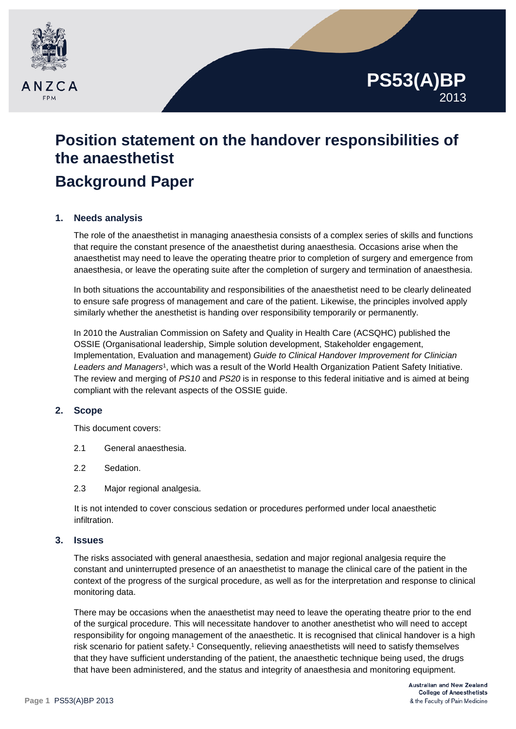PS53(A)BP 2013

# Position statement on the handover responsibilities of the anaesthetist

# Background Paper

## 1. Needs analysis

The role of the anaesthetist in managing anaesthesia consists of a complex series of skills and functions that require the constant presence of the anaesthetist during anaesthesia. Occasions arise when the anaesthetist may need to leave the operating theatre prior to completion of surgery and emergence from anaesthesia, or leave the operating suite after the completion of surgery and termination of anaesthesia.

In both situations the accountability and responsibilities of the anaesthetist need to be clearly delineated to ensure safe progress of management and care of the patient. Likewise, the principles involved apply similarly whether the anesthetist is handing over responsibility temporarily or permanently.

In 2010 the Australian Commission on Safety and Quality in Health Care (ACSQHC) published the OSSIE (Organisational leadership, Simple solution development, Stakeholder engagement, Implementation, Evaluation and management) *Guide to Clinical Handover Improvement for Clinician Leaders and Managers*[1], which was a result of the World Health Organization Patient Safety Initiative. The review and merging of *PS10* and *PS20* is in response to this federal initiative and is aimed at being compliant with the relevant aspects of the OSSIE guide.

## 2. Scope

This document covers:

2.1 General anaesthesia.

2.2 Sedation.

2.3 Major regional analgesia.

It is not intended to cover conscious sedation or procedures performed under local anaesthetic infiltration.

## 3. Issues

The risks associated with general anaesthesia, sedation and major regional analgesia require the constant and uninterrupted presence of an anaesthetist to manage the clinical care of the patient in the context of the progress of the surgical procedure, as well as for the interpretation and response to clinical monitoring data.

There may be occasions when the anaesthetist may need to leave the operating theatre prior to the end of the surgical procedure. This will necessitate handover to another anesthetist who will need to accept responsibility for ongoing management of the anaesthetic. It is recognised that clinical handover is a high risk scenario for patient safety.[1] Consequently, relieving anaesthetists will need to satisfy themselves that they have sufficient understanding of the patient, the anaesthetic technique being used, the drugs that have been administered, and the status and integrity of anaesthesia and monitoring equipment.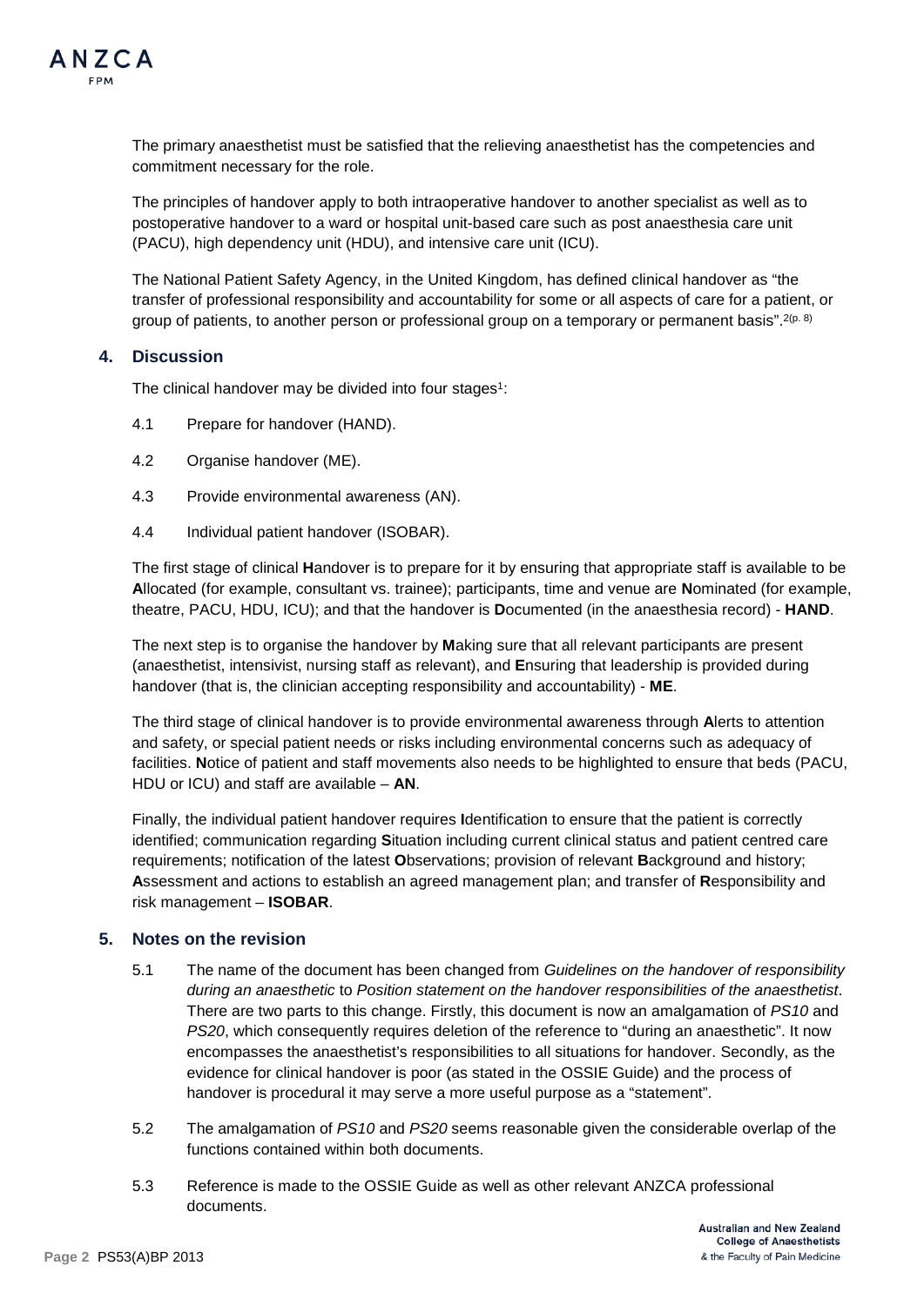The primary anaesthetist must be satisfied that the relieving anaesthetist has the competencies and commitment necessary for the role.

The principles of handover apply to both intraoperative handover to another specialist as well as to postoperative handover to a ward or hospital unit-based care such as post anaesthesia care unit (PACU), high dependency unit (HDU), and intensive care unit (ICU).

The National Patient Safety Agency, in the United Kingdom, has defined clinical handover as "the transfer of professional responsibility and accountability for some or all aspects of care for a patient, or group of patients, to another person or professional group on a temporary or permanent basis".[2(p. 8)]

## 4. Discussion

The clinical handover may be divided into four stages[1]:

4.1 Prepare for handover (HAND).

4.2 Organise handover (ME).

4.3 Provide environmental awareness (AN).

4.4 Individual patient handover (ISOBAR).

The first stage of clinical **H**andover is to prepare for it by ensuring that appropriate staff is available to be **A**llocated (for example, consultant vs. trainee); participants, time and venue are **N**ominated (for example, theatre, PACU, HDU, ICU); and that the handover is **D**ocumented (in the anaesthesia record) - **HAND**.

The next step is to organise the handover by **M**aking sure that all relevant participants are present (anaesthetist, intensivist, nursing staff as relevant), and **E**nsuring that leadership is provided during handover (that is, the clinician accepting responsibility and accountability) - **ME**.

The third stage of clinical handover is to provide environmental awareness through **A**lerts to attention and safety, or special patient needs or risks including environmental concerns such as adequacy of facilities. **N**otice of patient and staff movements also needs to be highlighted to ensure that beds (PACU, HDU or ICU) and staff are available – **AN**.

Finally, the individual patient handover requires **I**dentification to ensure that the patient is correctly identified; communication regarding **S**ituation including current clinical status and patient centred care requirements; notification of the latest **O**bservations; provision of relevant **B**ackground and history; **A**ssessment and actions to establish an agreed management plan; and transfer of **R**esponsibility and risk management – **ISOBAR**.

## 5. Notes on the revision

5.1 The name of the document has been changed from *Guidelines on the handover of responsibility during an anaesthetic* to *Position statement on the handover responsibilities of the anaesthetist*. There are two parts to this change. Firstly, this document is now an amalgamation of *PS10* and *PS20*, which consequently requires deletion of the reference to "during an anaesthetic". It now encompasses the anaesthetist's responsibilities to all situations for handover. Secondly, as the evidence for clinical handover is poor (as stated in the OSSIE Guide) and the process of handover is procedural it may serve a more useful purpose as a "statement".

5.2 The amalgamation of *PS10* and *PS20* seems reasonable given the considerable overlap of the functions contained within both documents.

5.3 Reference is made to the OSSIE Guide as well as other relevant ANZCA professional documents.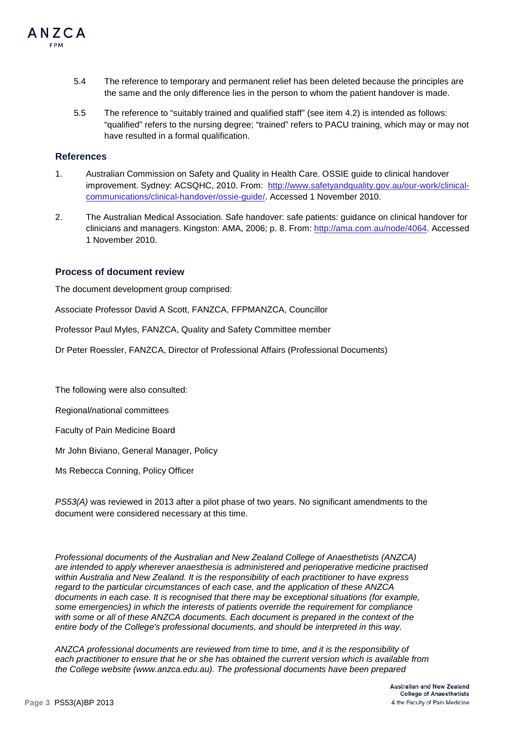5.4 The reference to temporary and permanent relief has been deleted because the principles are the same and the only difference lies in the person to whom the patient handover is made.

5.5 The reference to "suitably trained and qualified staff" (see item 4.2) is intended as follows: "qualified" refers to the nursing degree; "trained" refers to PACU training, which may or may not have resulted in a formal qualification.

## References

1. Australian Commission on Safety and Quality in Health Care. OSSIE guide to clinical handover improvement. Sydney: ACSQHC, 2010. From: http://www.safetyandquality.gov.au/our-work/clinical-communications/clinical-handover/ossie-guide/. Accessed 1 November 2010.

2. The Australian Medical Association. Safe handover: safe patients: guidance on clinical handover for clinicians and managers. Kingston: AMA, 2006; p. 8. From: http://ama.com.au/node/4064. Accessed 1 November 2010.

## Process of document review

The document development group comprised:

Associate Professor David A Scott, FANZCA, FFPMANZCA, Councillor

Professor Paul Myles, FANZCA, Quality and Safety Committee member

Dr Peter Roessler, FANZCA, Director of Professional Affairs (Professional Documents)

The following were also consulted:

Regional/national committees

Faculty of Pain Medicine Board

Mr John Biviano, General Manager, Policy

Ms Rebecca Conning, Policy Officer

*PS53(A)* was reviewed in 2013 after a pilot phase of two years. No significant amendments to the document were considered necessary at this time.

*Professional documents of the Australian and New Zealand College of Anaesthetists (ANZCA) are intended to apply wherever anaesthesia is administered and perioperative medicine practised within Australia and New Zealand. It is the responsibility of each practitioner to have express regard to the particular circumstances of each case, and the application of these ANZCA documents in each case. It is recognised that there may be exceptional situations (for example, some emergencies) in which the interests of patients override the requirement for compliance with some or all of these ANZCA documents. Each document is prepared in the context of the entire body of the College's professional documents, and should be interpreted in this way.*

*ANZCA professional documents are reviewed from time to time, and it is the responsibility of each practitioner to ensure that he or she has obtained the current version which is available from the College website (www.anzca.edu.au). The professional documents have been prepared*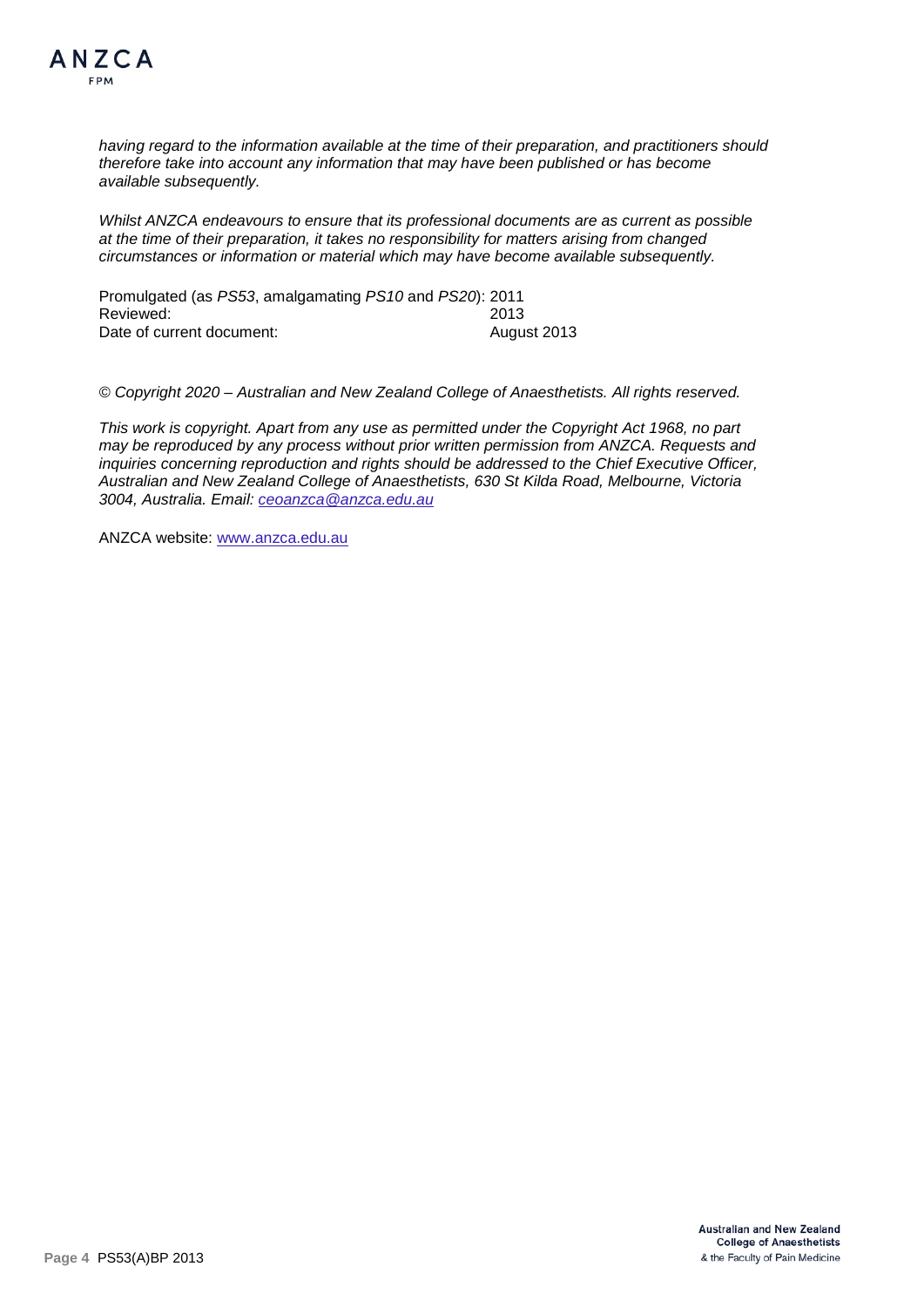*having regard to the information available at the time of their preparation, and practitioners should therefore take into account any information that may have been published or has become available subsequently.*

*Whilst ANZCA endeavours to ensure that its professional documents are as current as possible at the time of their preparation, it takes no responsibility for matters arising from changed circumstances or information or material which may have become available subsequently.*

| | |
|---|---|
| Promulgated (as *PS53*, amalgamating *PS10* and *PS20*): | 2011 |
| Reviewed: | 2013 |
| Date of current document: | August 2013 |

*© Copyright 2020 – Australian and New Zealand College of Anaesthetists. All rights reserved.*

*This work is copyright. Apart from any use as permitted under the Copyright Act 1968, no part may be reproduced by any process without prior written permission from ANZCA. Requests and inquiries concerning reproduction and rights should be addressed to the Chief Executive Officer, Australian and New Zealand College of Anaesthetists, 630 St Kilda Road, Melbourne, Victoria 3004, Australia. Email: ceoanzca@anzca.edu.au*

ANZCA website: www.anzca.edu.au